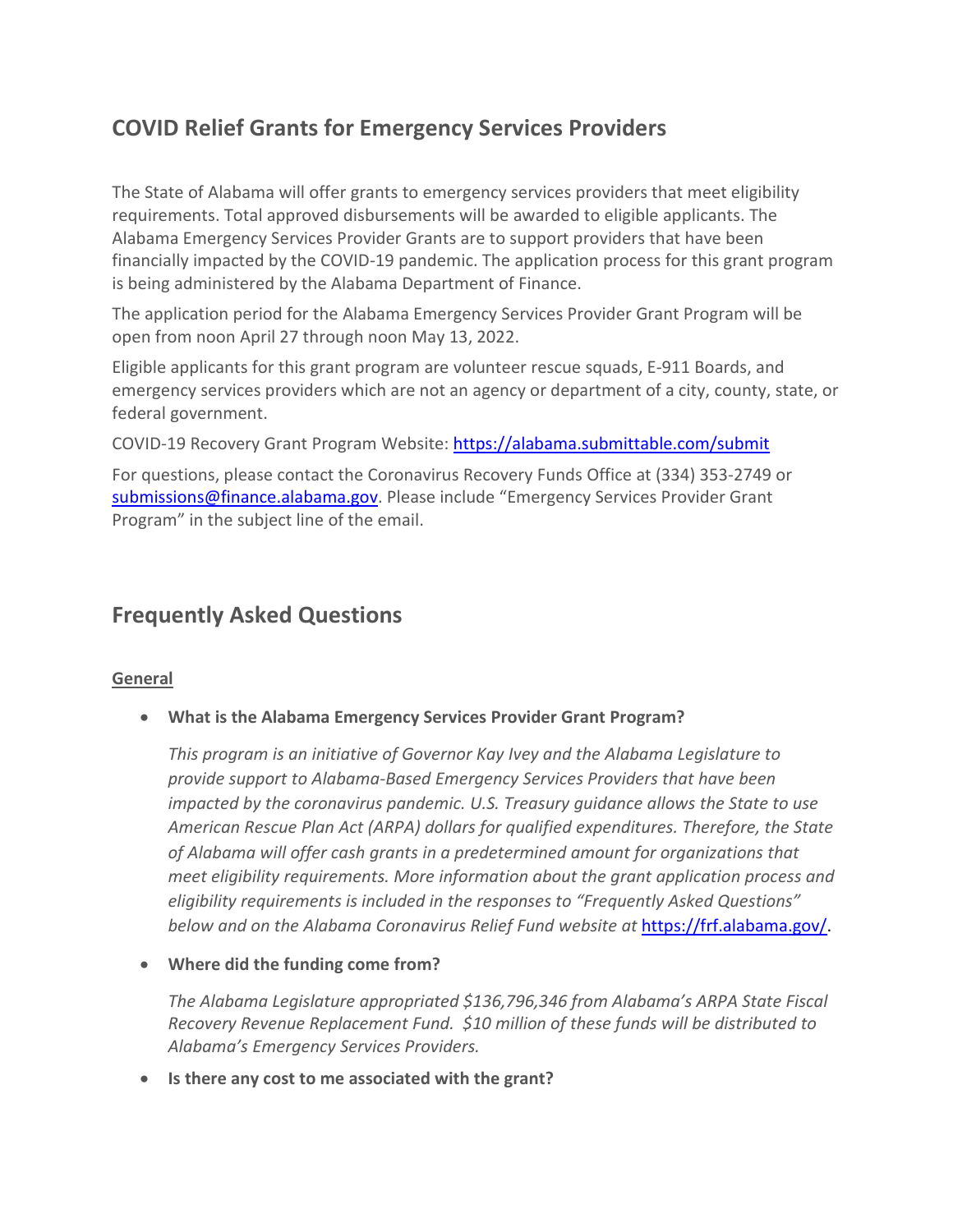## COVID Relief Grants for Emergency Services Providers

The State of Alabama will offer grants to emergency services providers that meet eligibility requirements. Total approved disbursements will be awarded to eligible applicants. The Alabama Emergency Services Provider Grants are to support providers that have been financially impacted by the COVID-19 pandemic. The application process for this grant program is being administered by the Alabama Department of Finance.

The application period for the Alabama Emergency Services Provider Grant Program will be open from noon April 27 through noon May 13, 2022.

Eligible applicants for this grant program are volunteer rescue squads, E-911 Boards, and emergency services providers which are not an agency or department of a city, county, state, or federal government.

COVID-19 Recovery Grant Program Website: [https://alabama.submittable.com/submit](https://alabama.submittable.com/submit)

For questions, please contact the Coronavirus Recovery Funds Office at (334) 353-2749 or [submissions@finance.alabama.gov](mailto:submissions@finance.alabama.gov). Please include "Emergency Services Provider Grant Program" in the subject line of the email.

## Frequently Asked Questions

### General

- **What is the Alabama Emergency Services Provider Grant Program?**

  *This program is an initiative of Governor Kay Ivey and the Alabama Legislature to provide support to Alabama-Based Emergency Services Providers that have been impacted by the coronavirus pandemic. U.S. Treasury guidance allows the State to use American Rescue Plan Act (ARPA) dollars for qualified expenditures. Therefore, the State of Alabama will offer cash grants in a predetermined amount for organizations that meet eligibility requirements. More information about the grant application process and eligibility requirements is included in the responses to "Frequently Asked Questions" below and on the Alabama Coronavirus Relief Fund website at* [https://frf.alabama.gov/](https://frf.alabama.gov/).

- **Where did the funding come from?**

  *The Alabama Legislature appropriated $136,796,346 from Alabama's ARPA State Fiscal Recovery Revenue Replacement Fund. $10 million of these funds will be distributed to Alabama's Emergency Services Providers.*

- **Is there any cost to me associated with the grant?**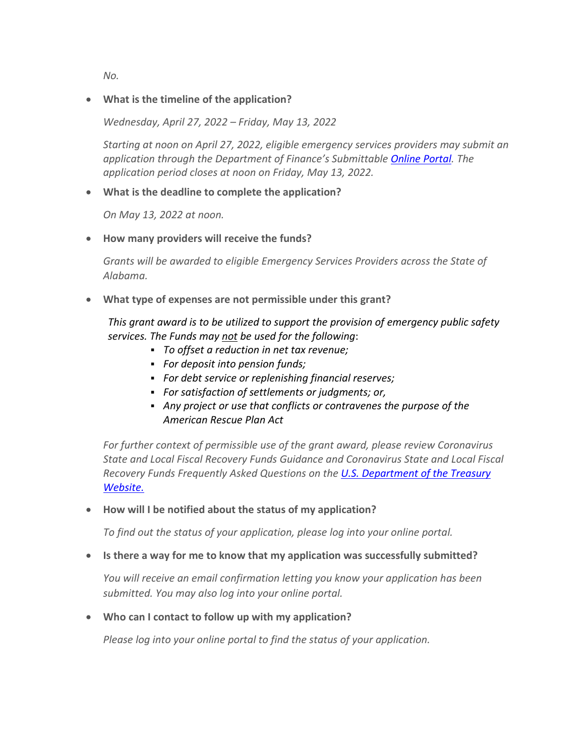*No.*

- **What is the timeline of the application?**

  *Wednesday, April 27, 2022 – Friday, May 13, 2022*

  *Starting at noon on April 27, 2022, eligible emergency services providers may submit an application through the Department of Finance's Submittable [Online Portal](). The application period closes at noon on Friday, May 13, 2022.*

- **What is the deadline to complete the application?**

  *On May 13, 2022 at noon.*

- **How many providers will receive the funds?**

  *Grants will be awarded to eligible Emergency Services Providers across the State of Alabama.*

- **What type of expenses are not permissible under this grant?**

  *This grant award is to be utilized to support the provision of emergency public safety services. The Funds may not be used for the following*:
  - *To offset a reduction in net tax revenue;*
  - *For deposit into pension funds;*
  - *For debt service or replenishing financial reserves;*
  - *For satisfaction of settlements or judgments; or,*
  - *Any project or use that conflicts or contravenes the purpose of the American Rescue Plan Act*

  *For further context of permissible use of the grant award, please review Coronavirus State and Local Fiscal Recovery Funds Guidance and Coronavirus State and Local Fiscal Recovery Funds Frequently Asked Questions on the [U.S. Department of the Treasury Website.]()*

- **How will I be notified about the status of my application?**

  *To find out the status of your application, please log into your online portal.*

- **Is there a way for me to know that my application was successfully submitted?**

  *You will receive an email confirmation letting you know your application has been submitted. You may also log into your online portal.*

- **Who can I contact to follow up with my application?**

  *Please log into your online portal to find the status of your application.*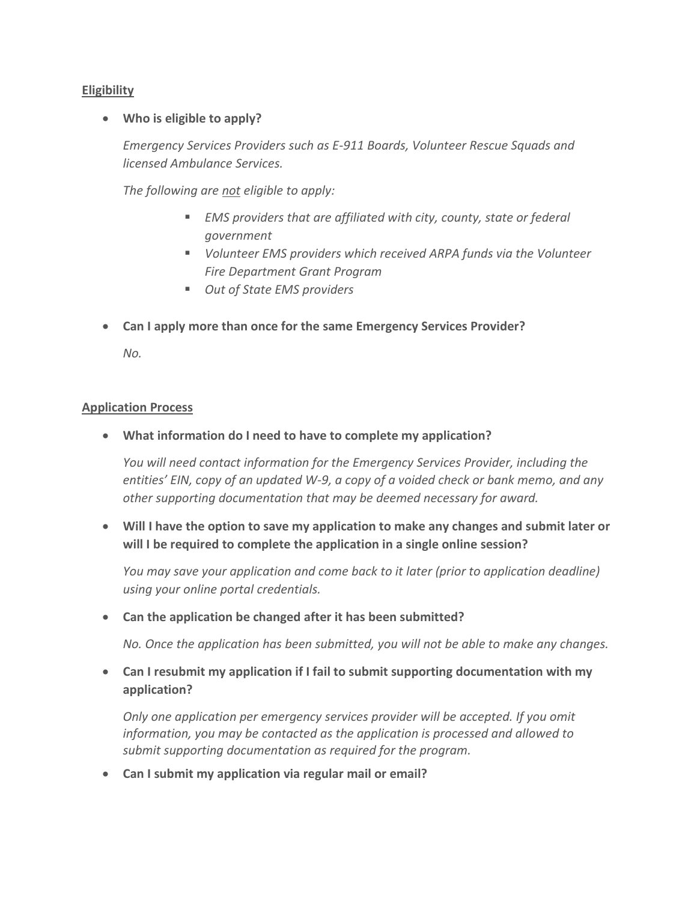## Eligibility

- **Who is eligible to apply?**

  *Emergency Services Providers such as E-911 Boards, Volunteer Rescue Squads and licensed Ambulance Services.*

  *The following are not eligible to apply:*

  - *EMS providers that are affiliated with city, county, state or federal government*
  - *Volunteer EMS providers which received ARPA funds via the Volunteer Fire Department Grant Program*
  - *Out of State EMS providers*

- **Can I apply more than once for the same Emergency Services Provider?**

  *No.*

## Application Process

- **What information do I need to have to complete my application?**

  *You will need contact information for the Emergency Services Provider, including the entities' EIN, copy of an updated W-9, a copy of a voided check or bank memo, and any other supporting documentation that may be deemed necessary for award.*

- **Will I have the option to save my application to make any changes and submit later or will I be required to complete the application in a single online session?**

  *You may save your application and come back to it later (prior to application deadline) using your online portal credentials.*

- **Can the application be changed after it has been submitted?**

  *No. Once the application has been submitted, you will not be able to make any changes.*

- **Can I resubmit my application if I fail to submit supporting documentation with my application?**

  *Only one application per emergency services provider will be accepted. If you omit information, you may be contacted as the application is processed and allowed to submit supporting documentation as required for the program.*

- **Can I submit my application via regular mail or email?**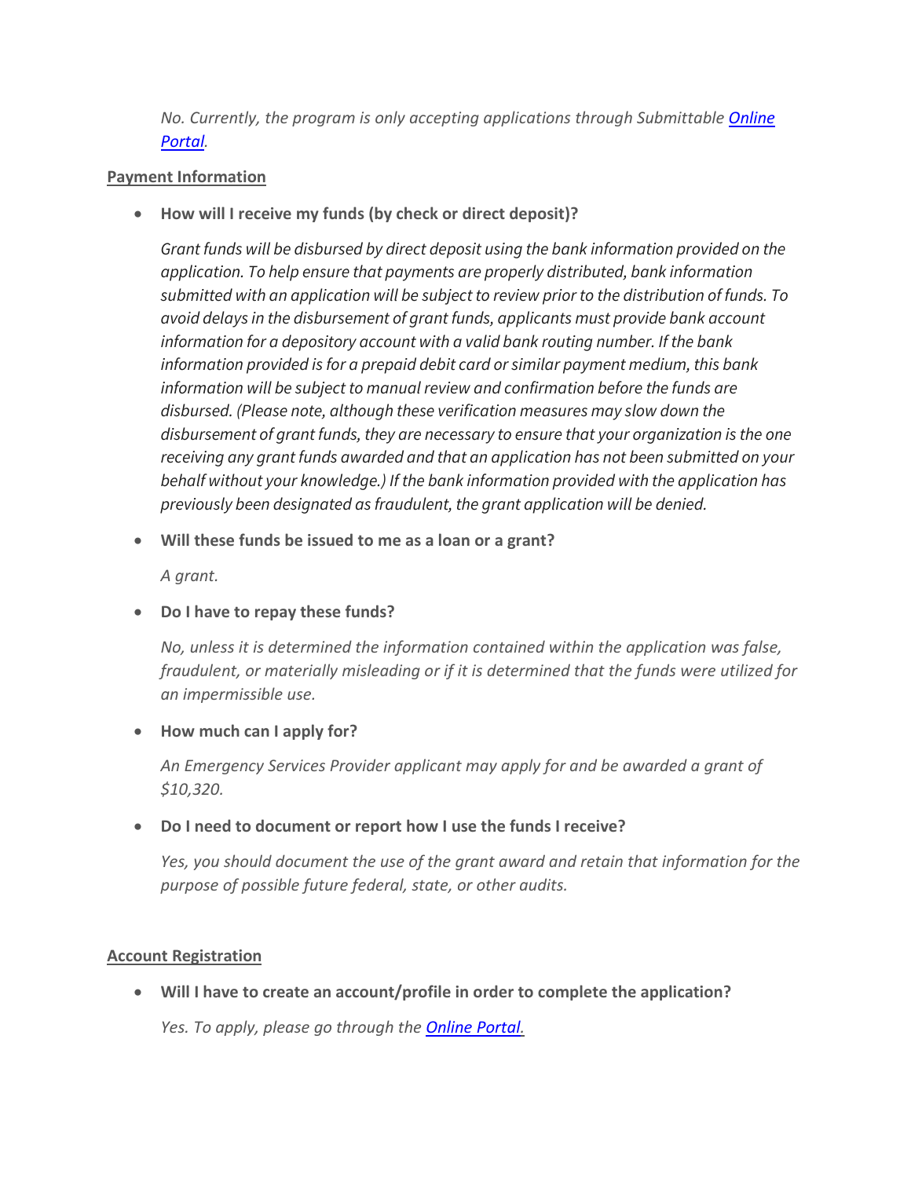*No. Currently, the program is only accepting applications through Submittable [Online Portal](Online Portal).*

**Payment Information**

- **How will I receive my funds (by check or direct deposit)?**

  *Grant funds will be disbursed by direct deposit using the bank information provided on the application. To help ensure that payments are properly distributed, bank information submitted with an application will be subject to review prior to the distribution of funds. To avoid delays in the disbursement of grant funds, applicants must provide bank account information for a depository account with a valid bank routing number. If the bank information provided is for a prepaid debit card or similar payment medium, this bank information will be subject to manual review and confirmation before the funds are disbursed. (Please note, although these verification measures may slow down the disbursement of grant funds, they are necessary to ensure that your organization is the one receiving any grant funds awarded and that an application has not been submitted on your behalf without your knowledge.) If the bank information provided with the application has previously been designated as fraudulent, the grant application will be denied.*

- **Will these funds be issued to me as a loan or a grant?**

  *A grant.*

- **Do I have to repay these funds?**

  *No, unless it is determined the information contained within the application was false, fraudulent, or materially misleading or if it is determined that the funds were utilized for an impermissible use.*

- **How much can I apply for?**

  *An Emergency Services Provider applicant may apply for and be awarded a grant of $10,320.*

- **Do I need to document or report how I use the funds I receive?**

  *Yes, you should document the use of the grant award and retain that information for the purpose of possible future federal, state, or other audits.*

**Account Registration**

- **Will I have to create an account/profile in order to complete the application?**

  *Yes. To apply, please go through the [Online Portal](Online Portal).*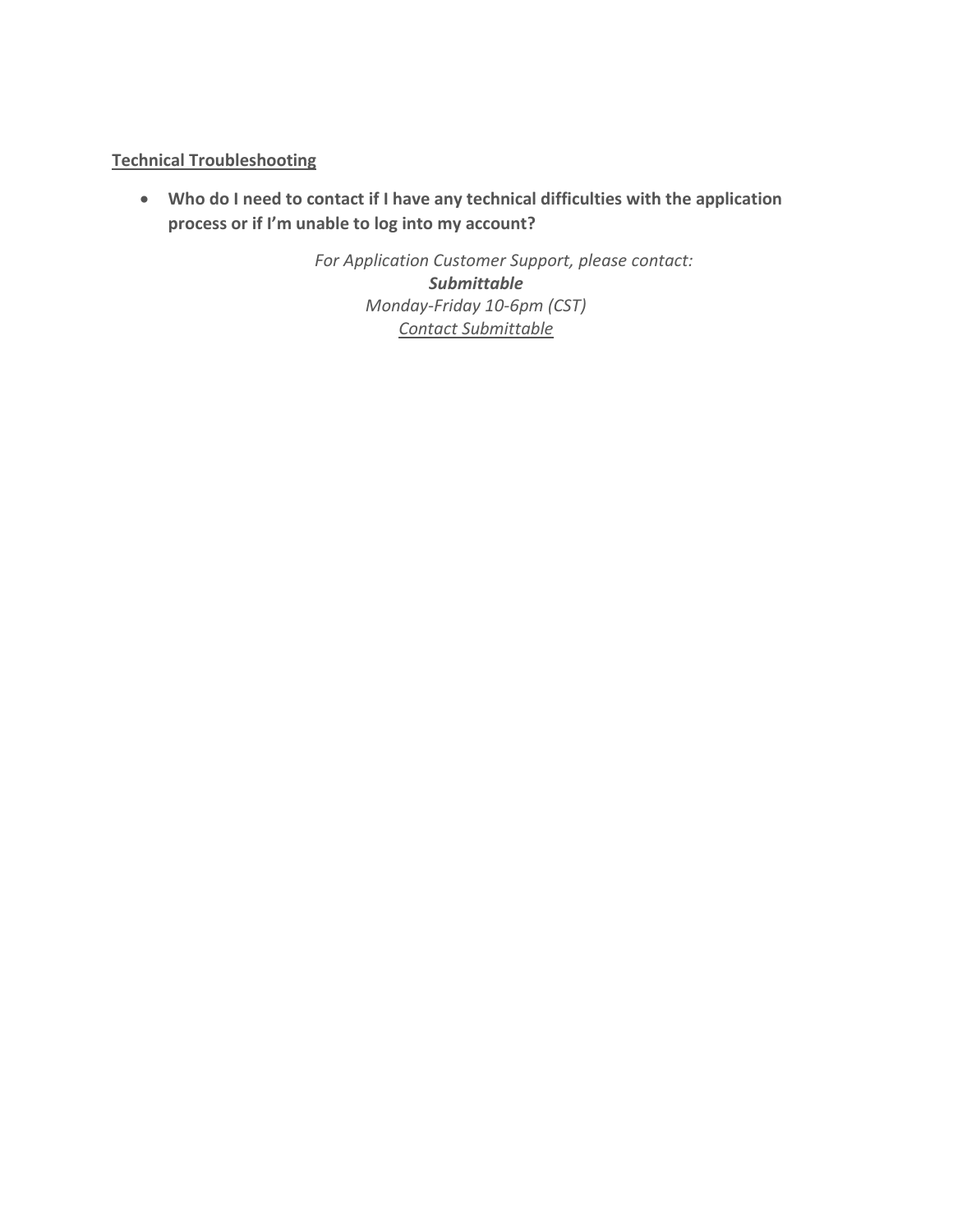**<u>Technical Troubleshooting</u>**

- **Who do I need to contact if I have any technical difficulties with the application process or if I'm unable to log into my account?**

*For Application Customer Support, please contact:*
***Submittable***
*Monday-Friday 10-6pm (CST)*
*<u>Contact Submittable</u>*